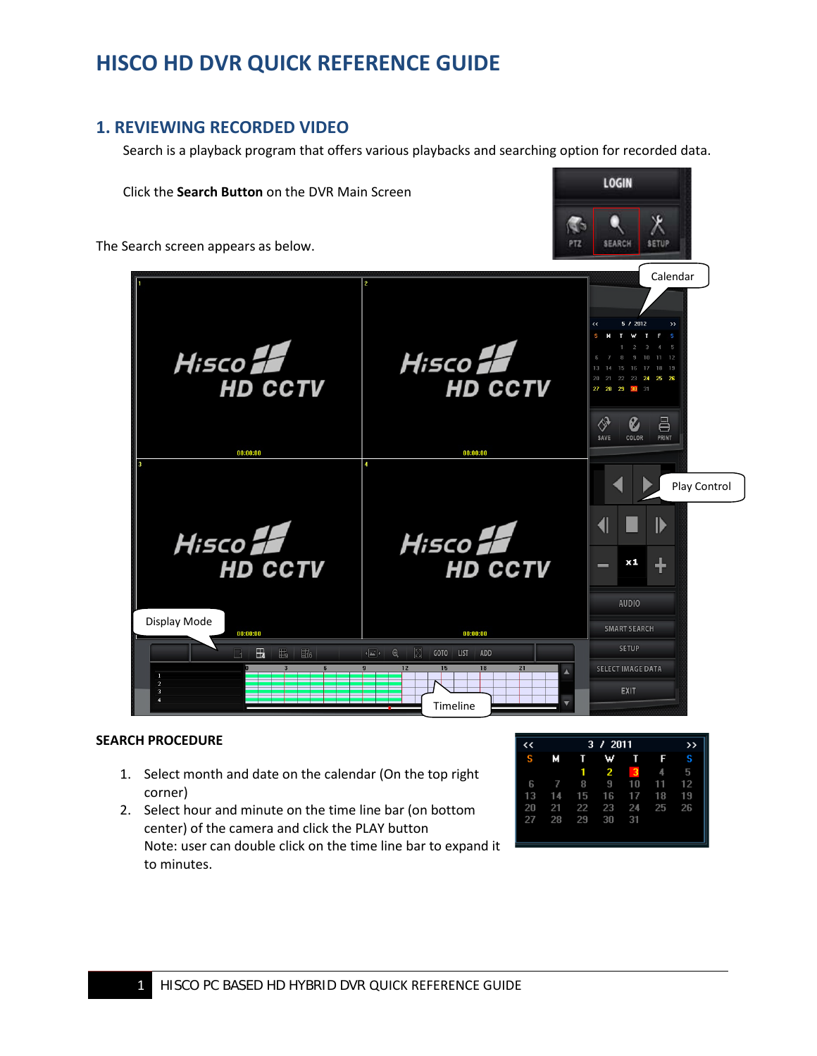# HISCO HD DVR QUICK REFERENCE GUIDE

## 1. REVIEWING RECORDED VIDEO

Search is a playback program that offers various playbacks and searching option for recorded data.

Click the **Search Button** on the DVR Main Screen

The Search screen appears as below.

**SEARCH PROCEDURE**

1. Select month and date on the calendar (On the top right corner)
2. Select hour and minute on the time line bar (on bottom center) of the camera and click the PLAY button
   Note: user can double click on the time line bar to expand it to minutes.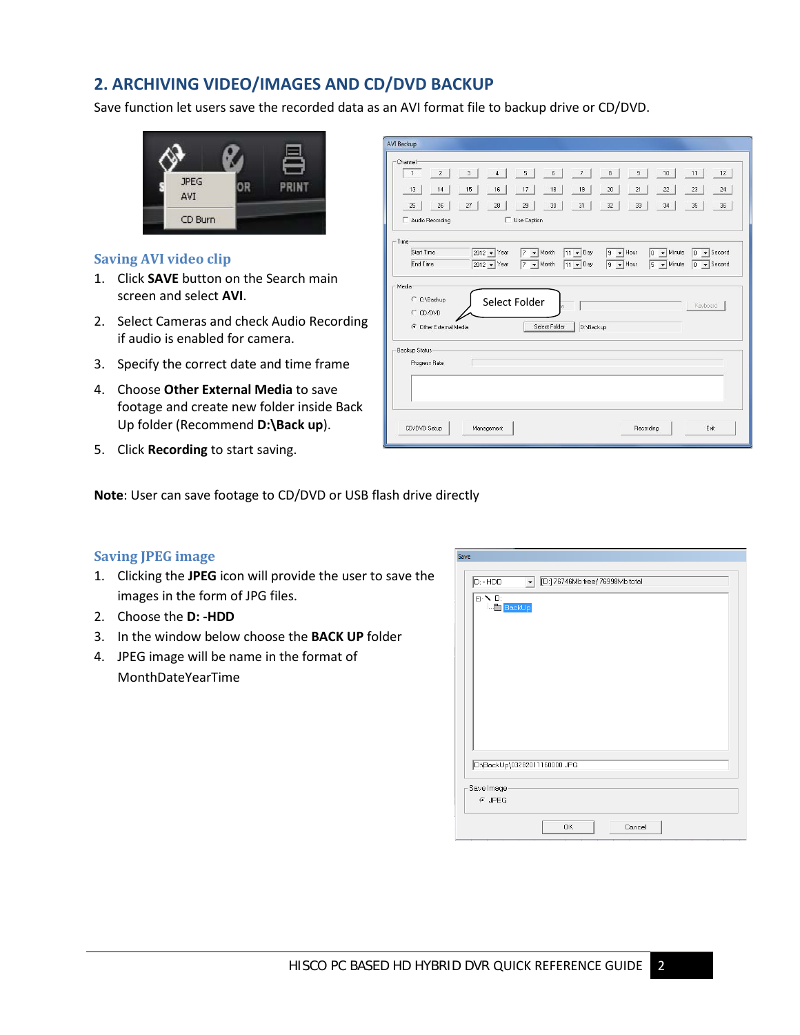## 2. ARCHIVING VIDEO/IMAGES AND CD/DVD BACKUP

Save function let users save the recorded data as an AVI format file to backup drive or CD/DVD.

### Saving AVI video clip

1. Click **SAVE** button on the Search main screen and select **AVI**.
2. Select Cameras and check Audio Recording if audio is enabled for camera.
3. Specify the correct date and time frame
4. Choose **Other External Media** to save footage and create new folder inside Back Up folder (Recommend **D:\Back up**).
5. Click **Recording** to start saving.

**Note**: User can save footage to CD/DVD or USB flash drive directly

### Saving JPEG image

1. Clicking the **JPEG** icon will provide the user to save the images in the form of JPG files.
2. Choose the **D: -HDD**
3. In the window below choose the **BACK UP** folder
4. JPEG image will be name in the format of MonthDateYearTime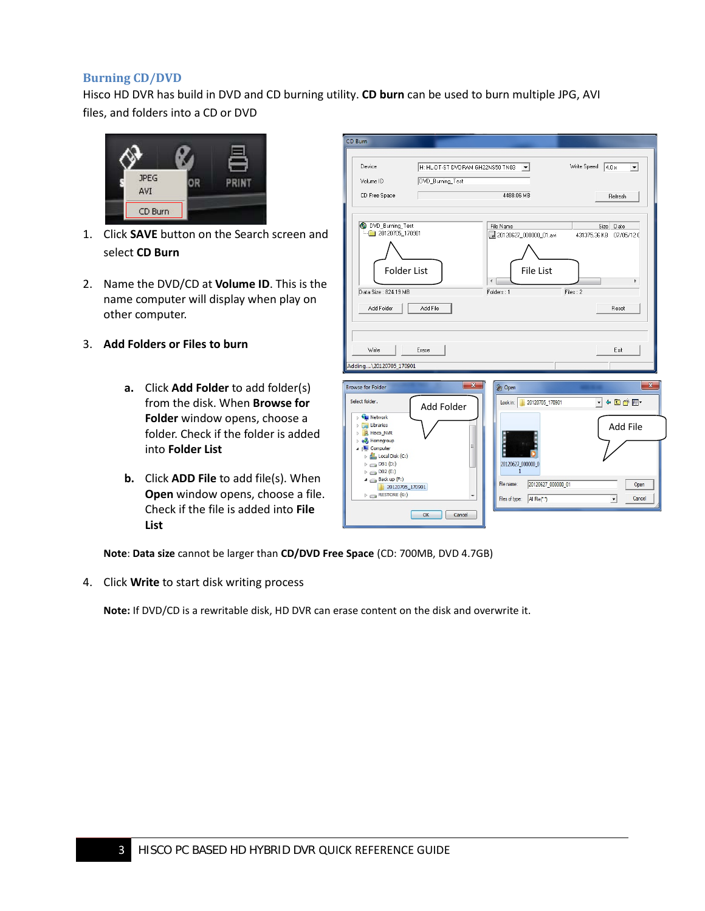## Burning CD/DVD

Hisco HD DVR has build in DVD and CD burning utility. **CD burn** can be used to burn multiple JPG, AVI files, and folders into a CD or DVD

1. Click **SAVE** button on the Search screen and select **CD Burn**

2. Name the DVD/CD at **Volume ID**. This is the name computer will display when play on other computer.

3. **Add Folders or Files to burn**

   a. Click **Add Folder** to add folder(s) from the disk. When **Browse for Folder** window opens, choose a folder. Check if the folder is added into **Folder List**

   b. Click **ADD File** to add file(s). When **Open** window opens, choose a file. Check if the file is added into **File List**

**Note**: **Data size** cannot be larger than **CD/DVD Free Space** (CD: 700MB, DVD 4.7GB)

4. Click **Write** to start disk writing process

**Note:** If DVD/CD is a rewritable disk, HD DVR can erase content on the disk and overwrite it.